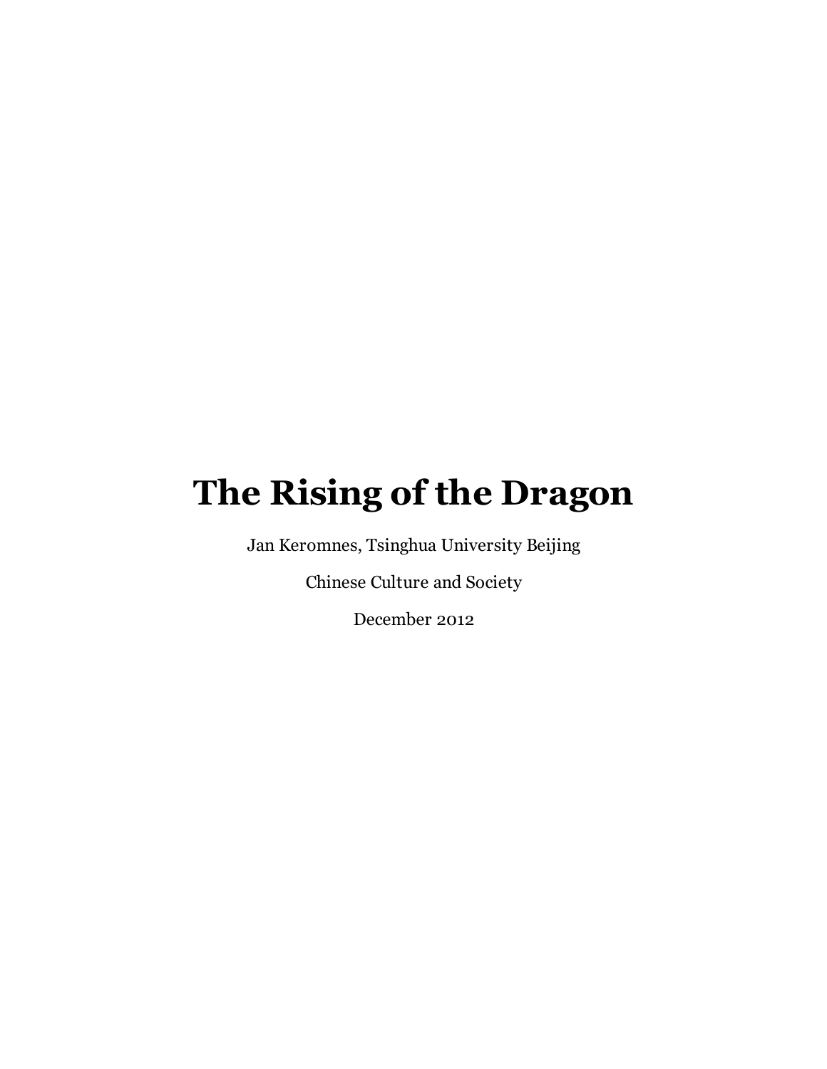# The Rising of the Dragon

Jan Keromnes, Tsinghua University Beijing

Chinese Culture and Society

December 2012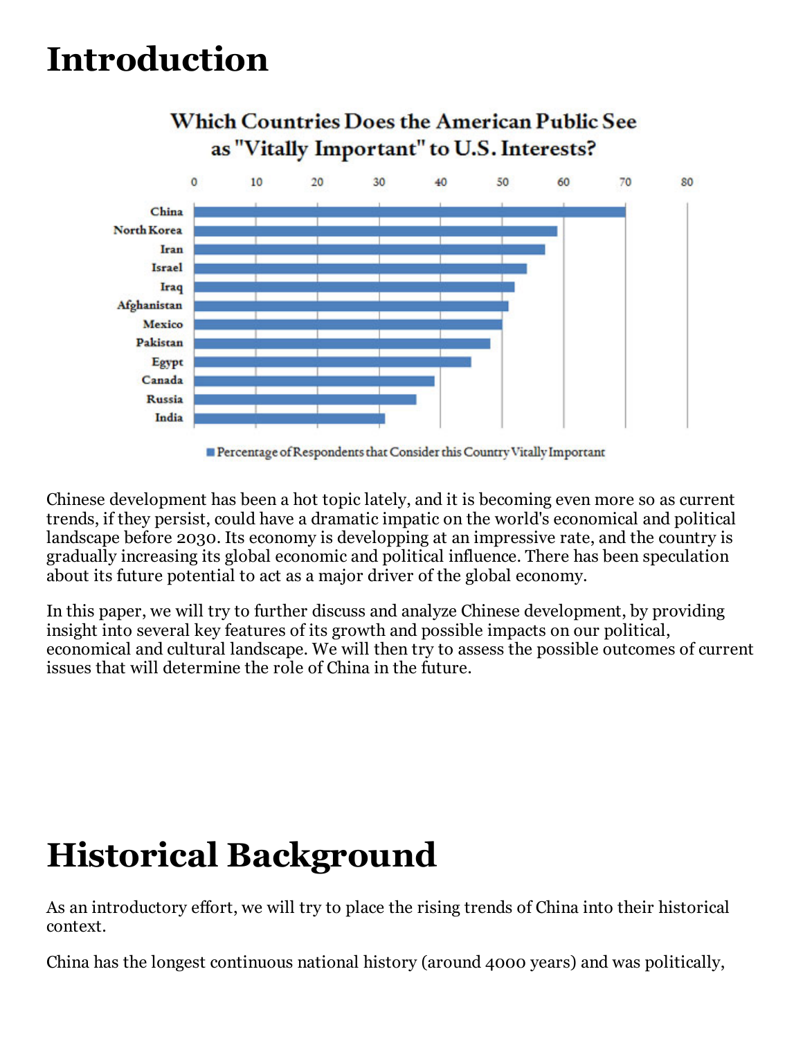# Introduction

**Which Countries Does the American Public See as "Vitally Important" to U.S. Interests?**

Percentage of Respondents that Consider this Country Vitally Important

Chinese development has been a hot topic lately, and it is becoming even more so as current trends, if they persist, could have a dramatic impatic on the world's economical and political landscape before 2030. Its economy is developping at an impressive rate, and the country is gradually increasing its global economic and political influence. There has been speculation about its future potential to act as a major driver of the global economy.

In this paper, we will try to further discuss and analyze Chinese development, by providing insight into several key features of its growth and possible impacts on our political, economical and cultural landscape. We will then try to assess the possible outcomes of current issues that will determine the role of China in the future.

# Historical Background

As an introductory effort, we will try to place the rising trends of China into their historical context.

China has the longest continuous national history (around 4000 years) and was politically,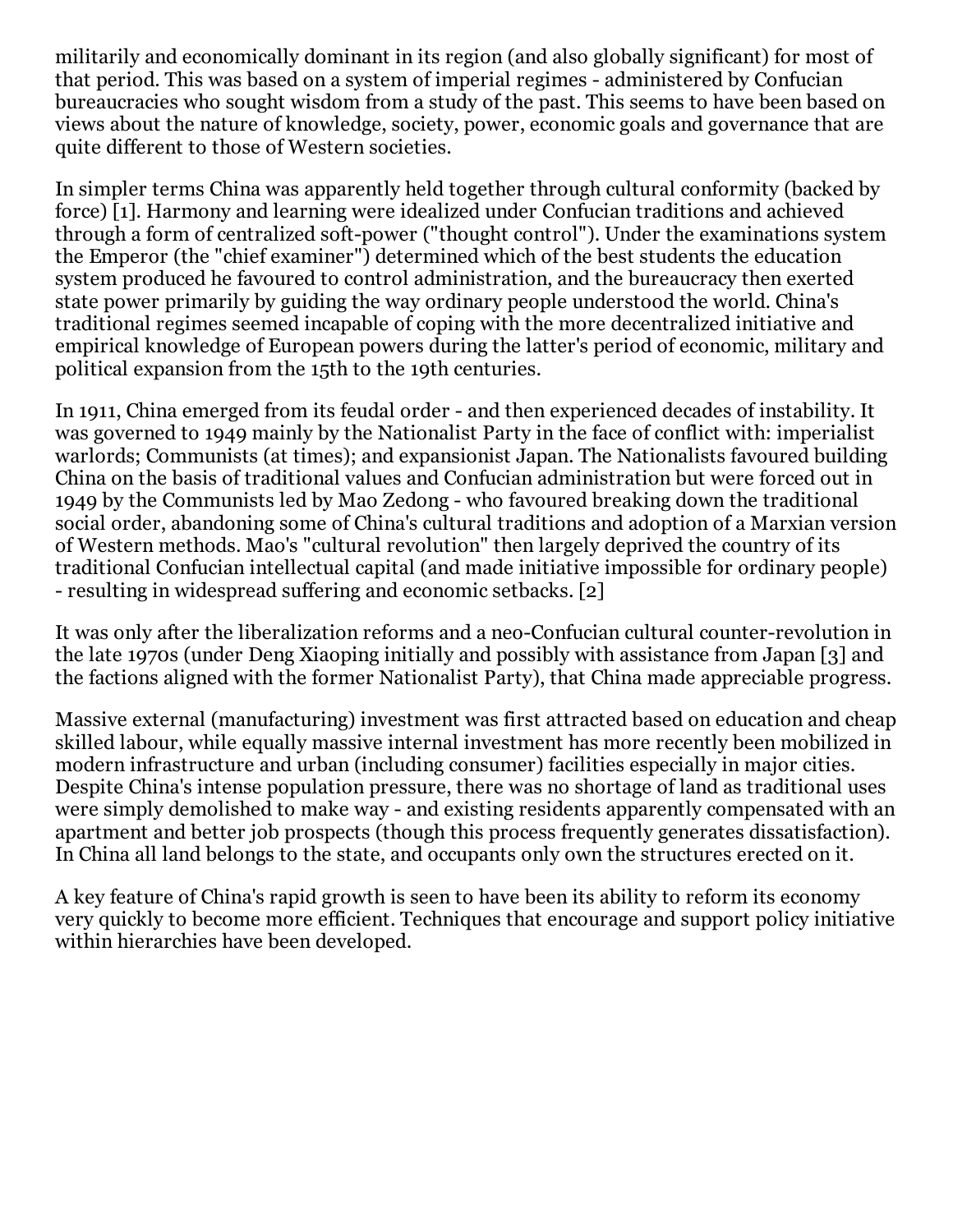militarily and economically dominant in its region (and also globally significant) for most of that period. This was based on a system of imperial regimes - administered by Confucian bureaucracies who sought wisdom from a study of the past. This seems to have been based on views about the nature of knowledge, society, power, economic goals and governance that are quite different to those of Western societies.

In simpler terms China was apparently held together through cultural conformity (backed by force) [1]. Harmony and learning were idealized under Confucian traditions and achieved through a form of centralized soft-power ("thought control"). Under the examinations system the Emperor (the "chief examiner") determined which of the best students the education system produced he favoured to control administration, and the bureaucracy then exerted state power primarily by guiding the way ordinary people understood the world. China's traditional regimes seemed incapable of coping with the more decentralized initiative and empirical knowledge of European powers during the latter's period of economic, military and political expansion from the 15th to the 19th centuries.

In 1911, China emerged from its feudal order - and then experienced decades of instability. It was governed to 1949 mainly by the Nationalist Party in the face of conflict with: imperialist warlords; Communists (at times); and expansionist Japan. The Nationalists favoured building China on the basis of traditional values and Confucian administration but were forced out in 1949 by the Communists led by Mao Zedong - who favoured breaking down the traditional social order, abandoning some of China's cultural traditions and adoption of a Marxian version of Western methods. Mao's "cultural revolution" then largely deprived the country of its traditional Confucian intellectual capital (and made initiative impossible for ordinary people) - resulting in widespread suffering and economic setbacks. [2]

It was only after the liberalization reforms and a neo-Confucian cultural counter-revolution in the late 1970s (under Deng Xiaoping initially and possibly with assistance from Japan [3] and the factions aligned with the former Nationalist Party), that China made appreciable progress.

Massive external (manufacturing) investment was first attracted based on education and cheap skilled labour, while equally massive internal investment has more recently been mobilized in modern infrastructure and urban (including consumer) facilities especially in major cities. Despite China's intense population pressure, there was no shortage of land as traditional uses were simply demolished to make way - and existing residents apparently compensated with an apartment and better job prospects (though this process frequently generates dissatisfaction). In China all land belongs to the state, and occupants only own the structures erected on it.

A key feature of China's rapid growth is seen to have been its ability to reform its economy very quickly to become more efficient. Techniques that encourage and support policy initiative within hierarchies have been developed.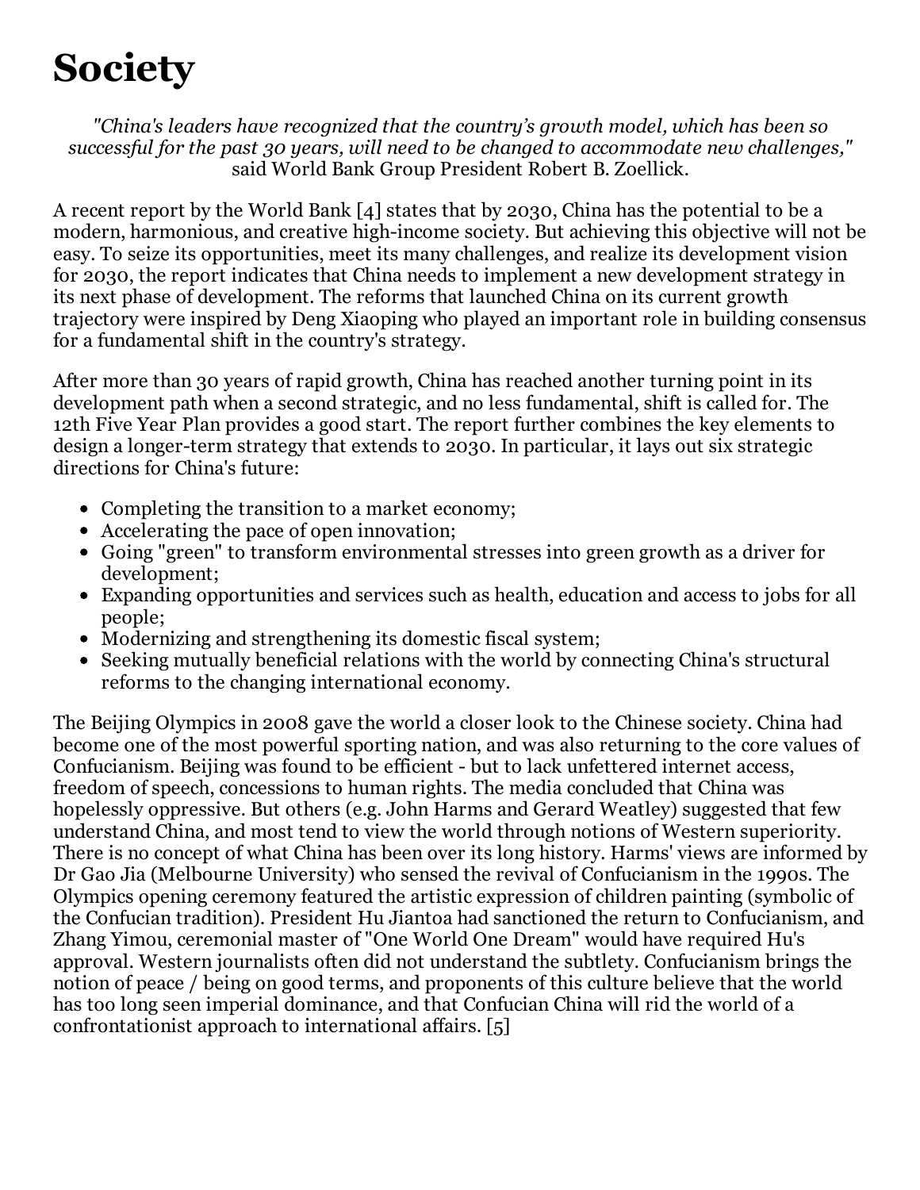# Society

*"China's leaders have recognized that the country's growth model, which has been so successful for the past 30 years, will need to be changed to accommodate new challenges,"* said World Bank Group President Robert B. Zoellick.

A recent report by the World Bank [4] states that by 2030, China has the potential to be a modern, harmonious, and creative high-income society. But achieving this objective will not be easy. To seize its opportunities, meet its many challenges, and realize its development vision for 2030, the report indicates that China needs to implement a new development strategy in its next phase of development. The reforms that launched China on its current growth trajectory were inspired by Deng Xiaoping who played an important role in building consensus for a fundamental shift in the country's strategy.

After more than 30 years of rapid growth, China has reached another turning point in its development path when a second strategic, and no less fundamental, shift is called for. The 12th Five Year Plan provides a good start. The report further combines the key elements to design a longer-term strategy that extends to 2030. In particular, it lays out six strategic directions for China's future:

- Completing the transition to a market economy;
- Accelerating the pace of open innovation;
- Going "green" to transform environmental stresses into green growth as a driver for development;
- Expanding opportunities and services such as health, education and access to jobs for all people;
- Modernizing and strengthening its domestic fiscal system;
- Seeking mutually beneficial relations with the world by connecting China's structural reforms to the changing international economy.

The Beijing Olympics in 2008 gave the world a closer look to the Chinese society. China had become one of the most powerful sporting nation, and was also returning to the core values of Confucianism. Beijing was found to be efficient - but to lack unfettered internet access, freedom of speech, concessions to human rights. The media concluded that China was hopelessly oppressive. But others (e.g. John Harms and Gerard Weatley) suggested that few understand China, and most tend to view the world through notions of Western superiority. There is no concept of what China has been over its long history. Harms' views are informed by Dr Gao Jia (Melbourne University) who sensed the revival of Confucianism in the 1990s. The Olympics opening ceremony featured the artistic expression of children painting (symbolic of the Confucian tradition). President Hu Jiantoa had sanctioned the return to Confucianism, and Zhang Yimou, ceremonial master of "One World One Dream" would have required Hu's approval. Western journalists often did not understand the subtlety. Confucianism brings the notion of peace / being on good terms, and proponents of this culture believe that the world has too long seen imperial dominance, and that Confucian China will rid the world of a confrontationist approach to international affairs. [5]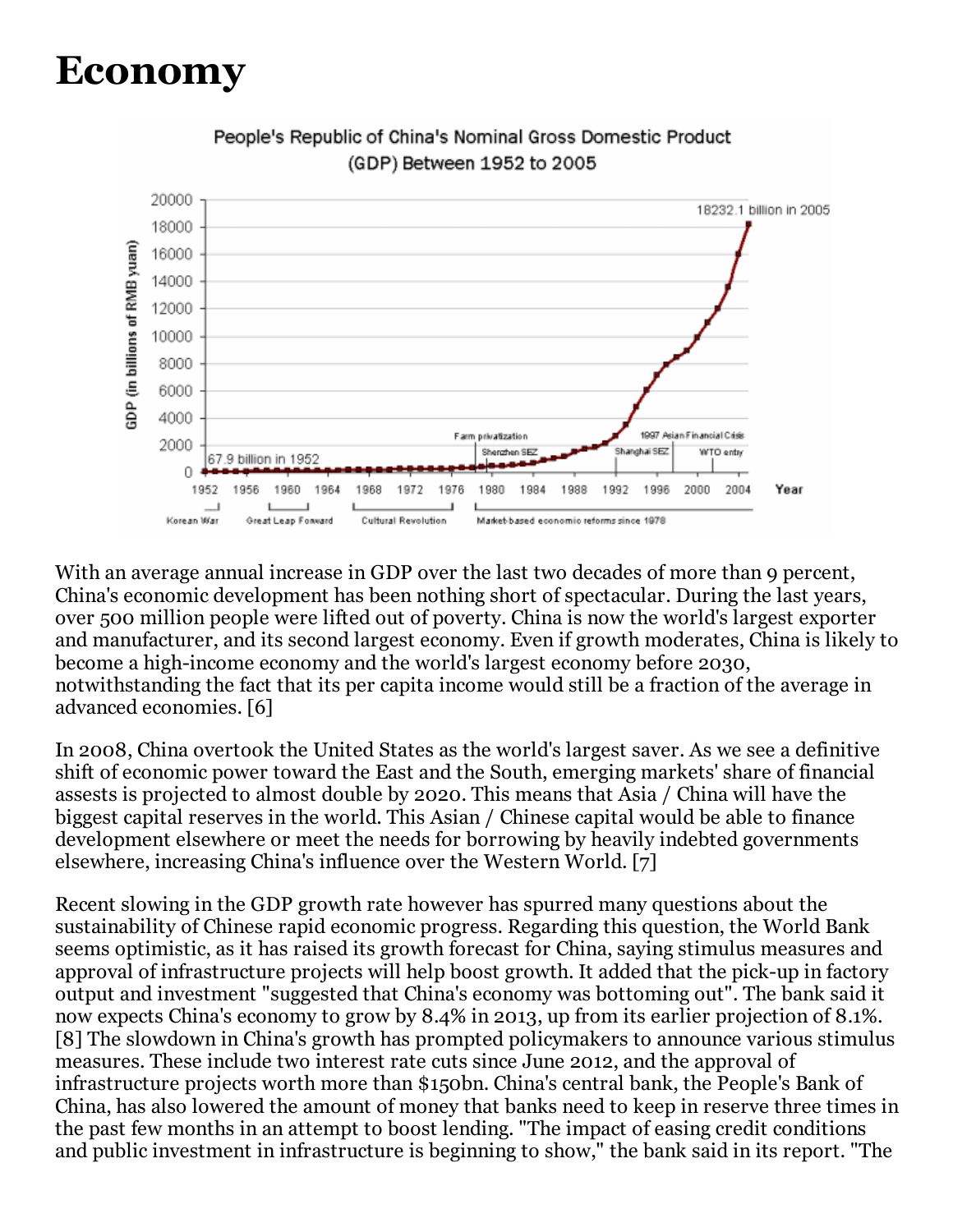# Economy

With an average annual increase in GDP over the last two decades of more than 9 percent, China's economic development has been nothing short of spectacular. During the last years, over 500 million people were lifted out of poverty. China is now the world's largest exporter and manufacturer, and its second largest economy. Even if growth moderates, China is likely to become a high-income economy and the world's largest economy before 2030, notwithstanding the fact that its per capita income would still be a fraction of the average in advanced economies. [6]

In 2008, China overtook the United States as the world's largest saver. As we see a definitive shift of economic power toward the East and the South, emerging markets' share of financial assests is projected to almost double by 2020. This means that Asia / China will have the biggest capital reserves in the world. This Asian / Chinese capital would be able to finance development elsewhere or meet the needs for borrowing by heavily indebted governments elsewhere, increasing China's influence over the Western World. [7]

Recent slowing in the GDP growth rate however has spurred many questions about the sustainability of Chinese rapid economic progress. Regarding this question, the World Bank seems optimistic, as it has raised its growth forecast for China, saying stimulus measures and approval of infrastructure projects will help boost growth. It added that the pick-up in factory output and investment "suggested that China's economy was bottoming out". The bank said it now expects China's economy to grow by 8.4% in 2013, up from its earlier projection of 8.1%. [8] The slowdown in China's growth has prompted policymakers to announce various stimulus measures. These include two interest rate cuts since June 2012, and the approval of infrastructure projects worth more than $150bn. China's central bank, the People's Bank of China, has also lowered the amount of money that banks need to keep in reserve three times in the past few months in an attempt to boost lending. "The impact of easing credit conditions and public investment in infrastructure is beginning to show," the bank said in its report. "The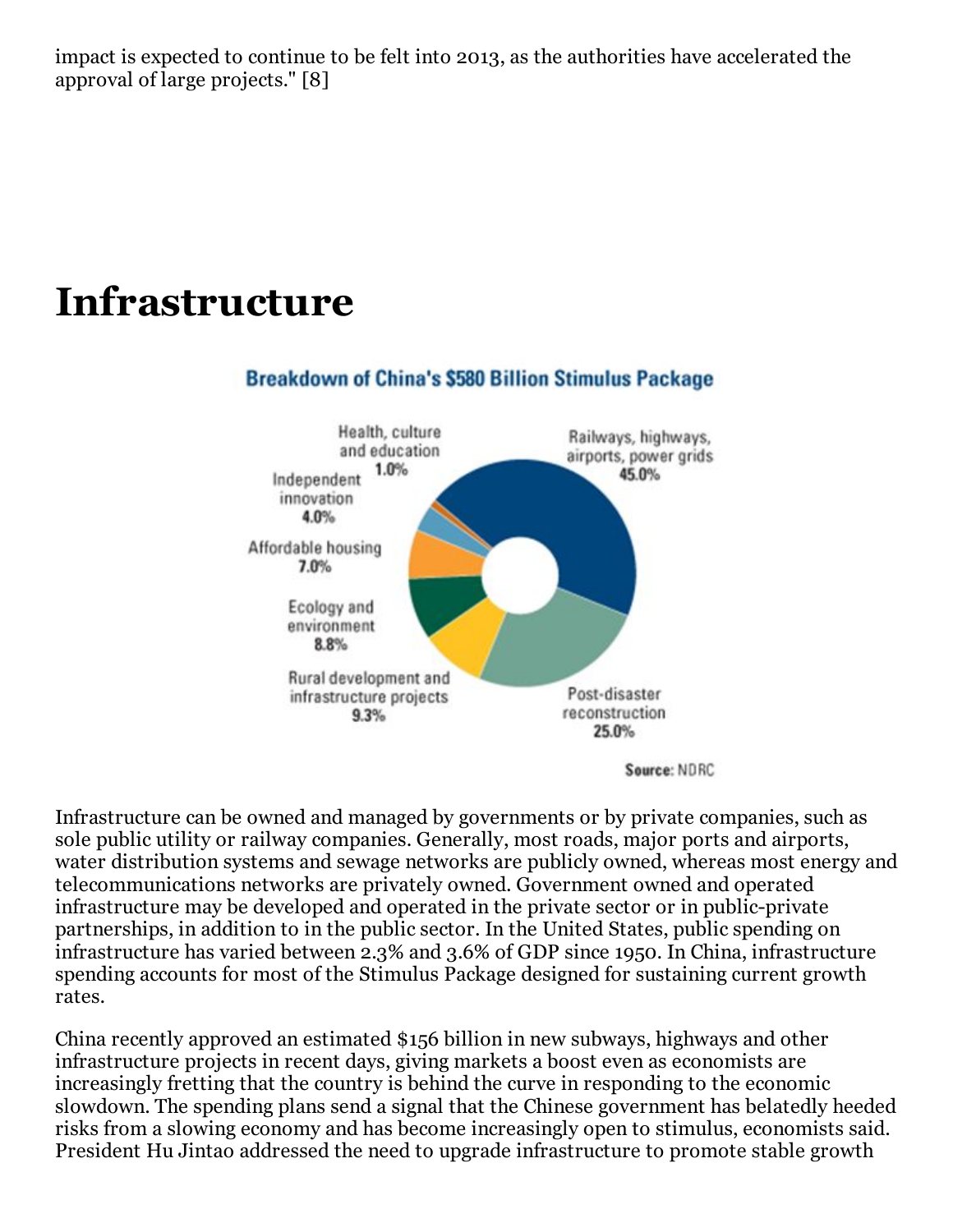impact is expected to continue to be felt into 2013, as the authorities have accelerated the approval of large projects." [8]

# Infrastructure

Breakdown of China's $580 Billion Stimulus Package

- Railways, highways, airports, power grids 45.0%
- Post-disaster reconstruction 25.0%
- Rural development and infrastructure projects 9.3%
- Ecology and environment 8.8%
- Affordable housing 7.0%
- Independent innovation 4.0%
- Health, culture and education 1.0%

Source: NDRC

Infrastructure can be owned and managed by governments or by private companies, such as sole public utility or railway companies. Generally, most roads, major ports and airports, water distribution systems and sewage networks are publicly owned, whereas most energy and telecommunications networks are privately owned. Government owned and operated infrastructure may be developed and operated in the private sector or in public-private partnerships, in addition to in the public sector. In the United States, public spending on infrastructure has varied between 2.3% and 3.6% of GDP since 1950. In China, infrastructure spending accounts for most of the Stimulus Package designed for sustaining current growth rates.

China recently approved an estimated $156 billion in new subways, highways and other infrastructure projects in recent days, giving markets a boost even as economists are increasingly fretting that the country is behind the curve in responding to the economic slowdown. The spending plans send a signal that the Chinese government has belatedly heeded risks from a slowing economy and has become increasingly open to stimulus, economists said. President Hu Jintao addressed the need to upgrade infrastructure to promote stable growth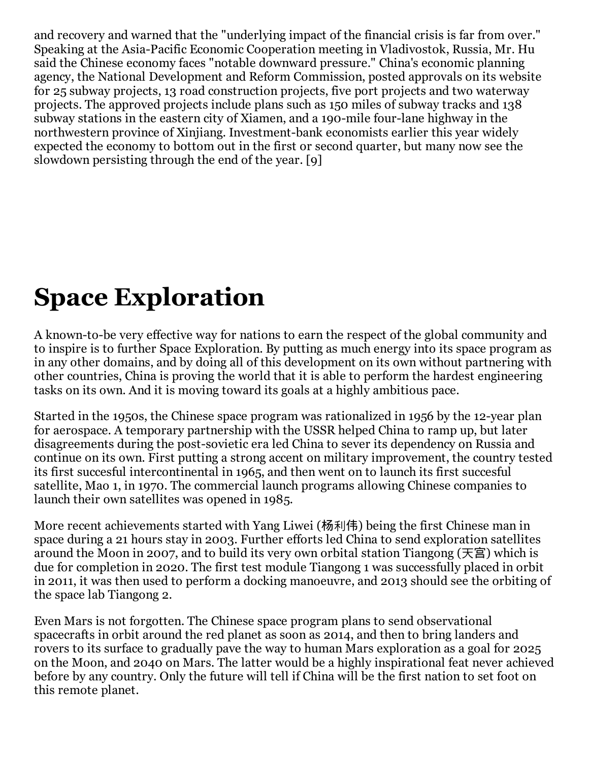and recovery and warned that the "underlying impact of the financial crisis is far from over." Speaking at the Asia-Pacific Economic Cooperation meeting in Vladivostok, Russia, Mr. Hu said the Chinese economy faces "notable downward pressure." China's economic planning agency, the National Development and Reform Commission, posted approvals on its website for 25 subway projects, 13 road construction projects, five port projects and two waterway projects. The approved projects include plans such as 150 miles of subway tracks and 138 subway stations in the eastern city of Xiamen, and a 190-mile four-lane highway in the northwestern province of Xinjiang. Investment-bank economists earlier this year widely expected the economy to bottom out in the first or second quarter, but many now see the slowdown persisting through the end of the year. [9]

# Space Exploration

A known-to-be very effective way for nations to earn the respect of the global community and to inspire is to further Space Exploration. By putting as much energy into its space program as in any other domains, and by doing all of this development on its own without partnering with other countries, China is proving the world that it is able to perform the hardest engineering tasks on its own. And it is moving toward its goals at a highly ambitious pace.

Started in the 1950s, the Chinese space program was rationalized in 1956 by the 12-year plan for aerospace. A temporary partnership with the USSR helped China to ramp up, but later disagreements during the post-sovietic era led China to sever its dependency on Russia and continue on its own. First putting a strong accent on military improvement, the country tested its first succesful intercontinental in 1965, and then went on to launch its first succesful satellite, Mao 1, in 1970. The commercial launch programs allowing Chinese companies to launch their own satellites was opened in 1985.

More recent achievements started with Yang Liwei (杨利伟) being the first Chinese man in space during a 21 hours stay in 2003. Further efforts led China to send exploration satellites around the Moon in 2007, and to build its very own orbital station Tiangong (天宫) which is due for completion in 2020. The first test module Tiangong 1 was successfully placed in orbit in 2011, it was then used to perform a docking manoeuvre, and 2013 should see the orbiting of the space lab Tiangong 2.

Even Mars is not forgotten. The Chinese space program plans to send observational spacecrafts in orbit around the red planet as soon as 2014, and then to bring landers and rovers to its surface to gradually pave the way to human Mars exploration as a goal for 2025 on the Moon, and 2040 on Mars. The latter would be a highly inspirational feat never achieved before by any country. Only the future will tell if China will be the first nation to set foot on this remote planet.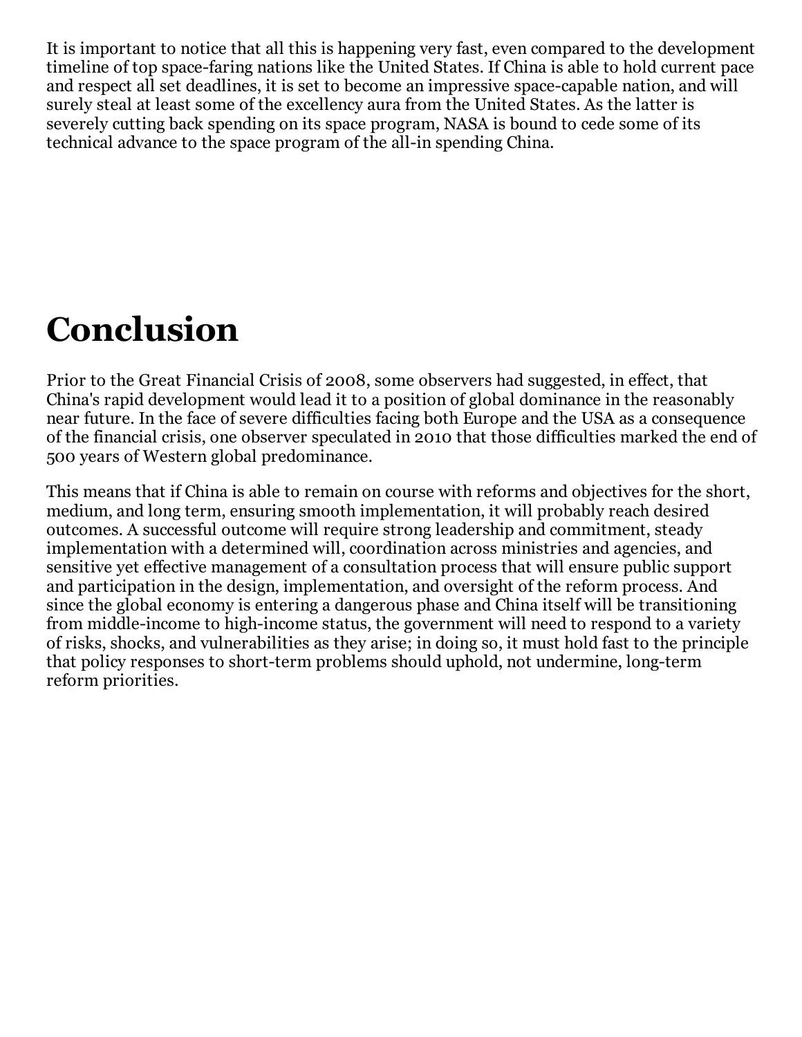It is important to notice that all this is happening very fast, even compared to the development timeline of top space-faring nations like the United States. If China is able to hold current pace and respect all set deadlines, it is set to become an impressive space-capable nation, and will surely steal at least some of the excellency aura from the United States. As the latter is severely cutting back spending on its space program, NASA is bound to cede some of its technical advance to the space program of the all-in spending China.

# Conclusion

Prior to the Great Financial Crisis of 2008, some observers had suggested, in effect, that China's rapid development would lead it to a position of global dominance in the reasonably near future. In the face of severe difficulties facing both Europe and the USA as a consequence of the financial crisis, one observer speculated in 2010 that those difficulties marked the end of 500 years of Western global predominance.

This means that if China is able to remain on course with reforms and objectives for the short, medium, and long term, ensuring smooth implementation, it will probably reach desired outcomes. A successful outcome will require strong leadership and commitment, steady implementation with a determined will, coordination across ministries and agencies, and sensitive yet effective management of a consultation process that will ensure public support and participation in the design, implementation, and oversight of the reform process. And since the global economy is entering a dangerous phase and China itself will be transitioning from middle-income to high-income status, the government will need to respond to a variety of risks, shocks, and vulnerabilities as they arise; in doing so, it must hold fast to the principle that policy responses to short-term problems should uphold, not undermine, long-term reform priorities.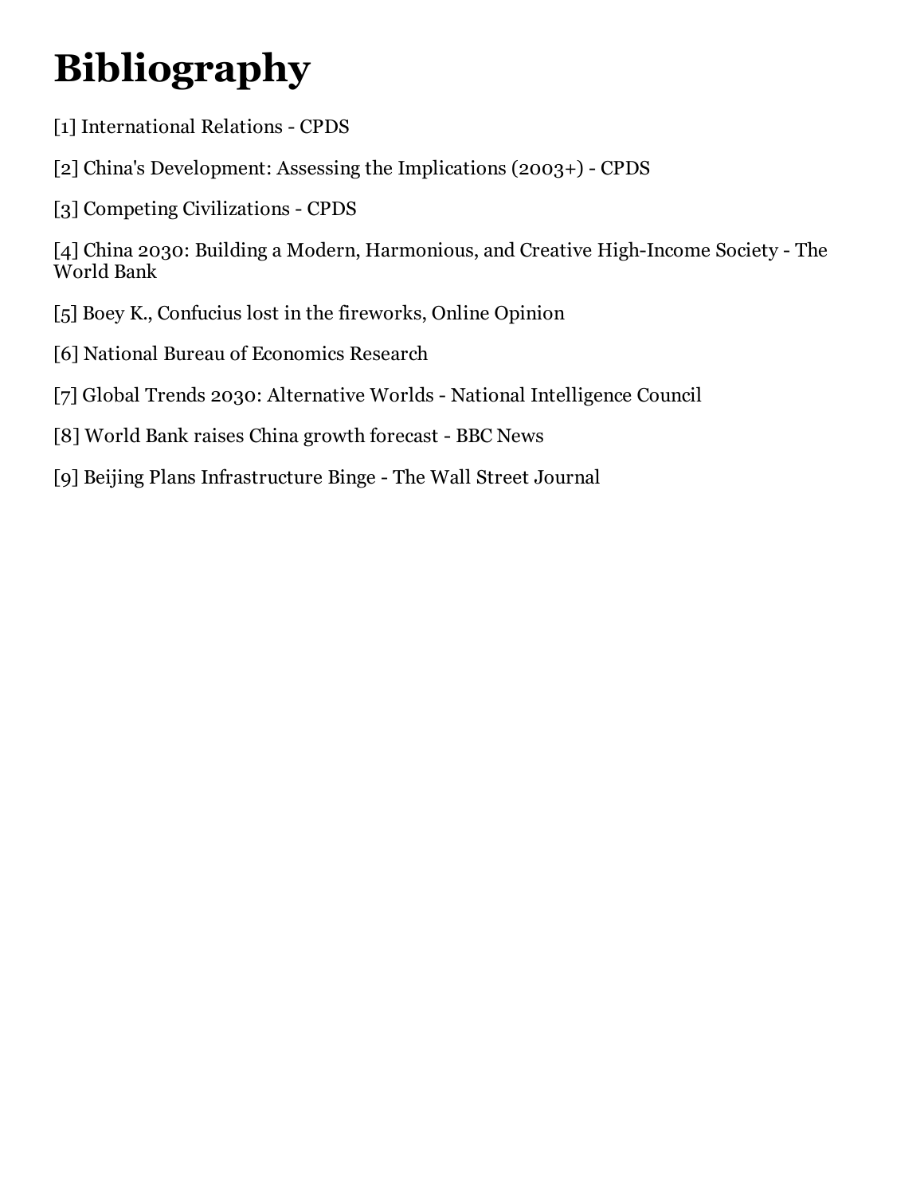# Bibliography

[1] International Relations - CPDS

[2] China's Development: Assessing the Implications (2003+) - CPDS

[3] Competing Civilizations - CPDS

[4] China 2030: Building a Modern, Harmonious, and Creative High-Income Society - The World Bank

[5] Boey K., Confucius lost in the fireworks, Online Opinion

[6] National Bureau of Economics Research

[7] Global Trends 2030: Alternative Worlds - National Intelligence Council

[8] World Bank raises China growth forecast - BBC News

[9] Beijing Plans Infrastructure Binge - The Wall Street Journal